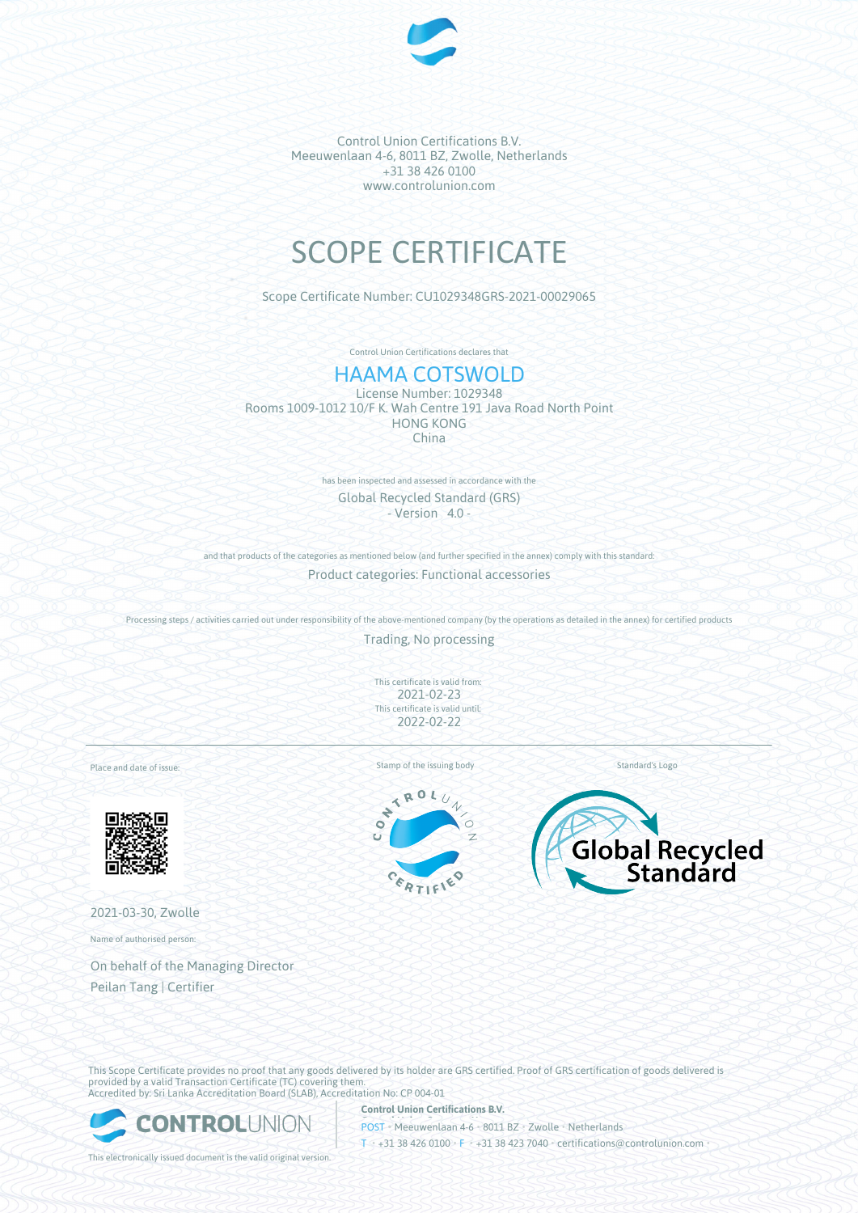Control Union Certifications B.V.
Meeuwenlaan 4-6, 8011 BZ, Zwolle, Netherlands
+31 38 426 0100
www.controlunion.com

# SCOPE CERTIFICATE

Scope Certificate Number: CU1029348GRS-2021-00029065

Control Union Certifications declares that

## HAAMA COTSWOLD

License Number: 1029348
Rooms 1009-1012 10/F K. Wah Centre 191 Java Road North Point
HONG KONG
China

has been inspected and assessed in accordance with the

Global Recycled Standard (GRS)
- Version 4.0 -

and that products of the categories as mentioned below (and further specified in the annex) comply with this standard:

Product categories: Functional accessories

Processing steps / activities carried out under responsibility of the above-mentioned company (by the operations as detailed in the annex) for certified products

Trading, No processing

This certificate is valid from:
2021-02-23
This certificate is valid until:
2022-02-22

Place and date of issue:

2021-03-30, Zwolle

Stamp of the issuing body

Standard's Logo

Name of authorised person:

On behalf of the Managing Director
Peilan Tang | Certifier

This Scope Certificate provides no proof that any goods delivered by its holder are GRS certified. Proof of GRS certification of goods delivered is provided by a valid Transaction Certificate (TC) covering them.
Accredited by: Sri Lanka Accreditation Board (SLAB), Accreditation No: CP 004-01

**Control Union Certifications B.V.**
POST • Meeuwenlaan 4-6 • 8011 BZ • Zwolle • Netherlands
T • +31 38 426 0100 • F • +31 38 423 7040 • certifications@controlunion.com

This electronically issued document is the valid original version.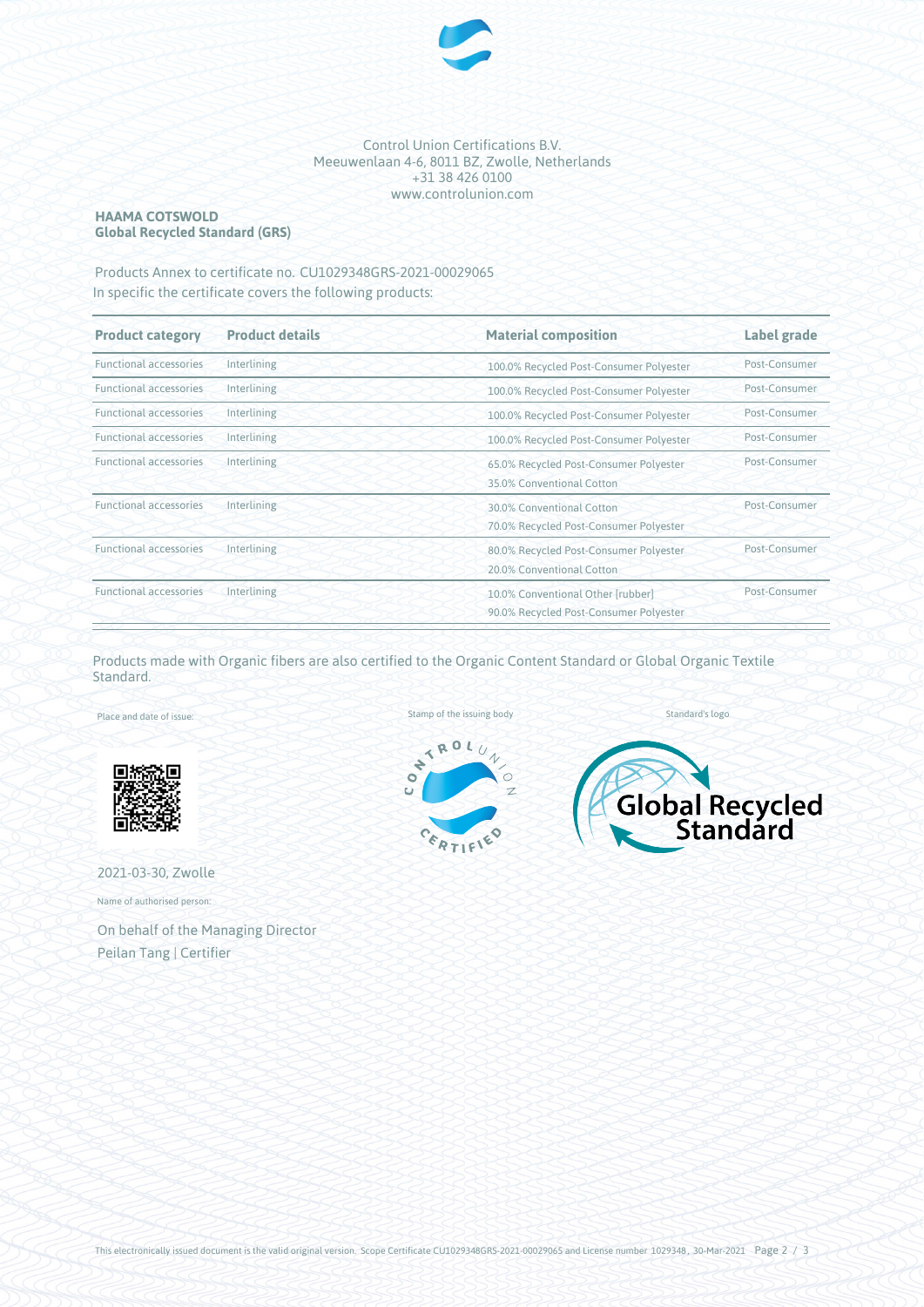Control Union Certifications B.V.
Meeuwenlaan 4-6, 8011 BZ, Zwolle, Netherlands
+31 38 426 0100
www.controlunion.com

**HAAMA COTSWOLD**
**Global Recycled Standard (GRS)**

Products Annex to certificate no. CU1029348GRS-2021-00029065
In specific the certificate covers the following products:

| Product category | Product details | Material composition | Label grade |
|---|---|---|---|
| Functional accessories | Interlining | 100.0% Recycled Post-Consumer Polyester | Post-Consumer |
| Functional accessories | Interlining | 100.0% Recycled Post-Consumer Polyester | Post-Consumer |
| Functional accessories | Interlining | 100.0% Recycled Post-Consumer Polyester | Post-Consumer |
| Functional accessories | Interlining | 100.0% Recycled Post-Consumer Polyester | Post-Consumer |
| Functional accessories | Interlining | 65.0% Recycled Post-Consumer Polyester<br>35.0% Conventional Cotton | Post-Consumer |
| Functional accessories | Interlining | 30.0% Conventional Cotton<br>70.0% Recycled Post-Consumer Polyester | Post-Consumer |
| Functional accessories | Interlining | 80.0% Recycled Post-Consumer Polyester<br>20.0% Conventional Cotton | Post-Consumer |
| Functional accessories | Interlining | 10.0% Conventional Other [rubber]<br>90.0% Recycled Post-Consumer Polyester | Post-Consumer |

Products made with Organic fibers are also certified to the Organic Content Standard or Global Organic Textile Standard.

Place and date of issue:

2021-03-30, Zwolle

Name of authorised person:

On behalf of the Managing Director
Peilan Tang | Certifier

Stamp of the issuing body

Standard's logo

This electronically issued document is the valid original version. Scope Certificate CU1029348GRS-2021-00029065 and License number 1029348, 30-Mar-2021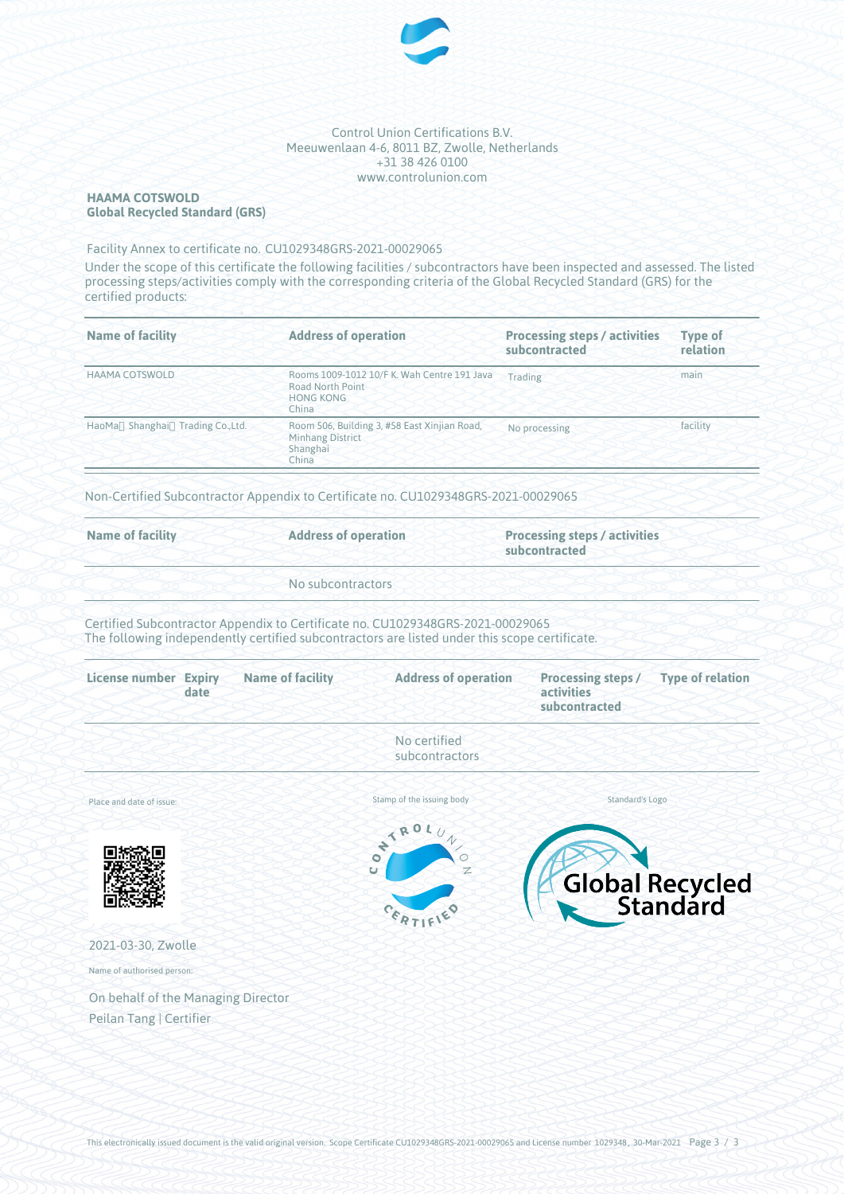Control Union Certifications B.V.
Meeuwenlaan 4-6, 8011 BZ, Zwolle, Netherlands
+31 38 426 0100
www.controlunion.com

**HAAMA COTSWOLD**
**Global Recycled Standard (GRS)**

Facility Annex to certificate no. CU1029348GRS-2021-00029065

Under the scope of this certificate the following facilities / subcontractors have been inspected and assessed. The listed processing steps/activities comply with the corresponding criteria of the Global Recycled Standard (GRS) for the certified products:

| Name of facility | Address of operation | Processing steps / activities subcontracted | Type of relation |
|---|---|---|---|
| HAAMA COTSWOLD | Rooms 1009-1012 10/F K. Wah Centre 191 Java Road North Point HONG KONG China | Trading | main |
| HaoMa� Shanghai� Trading Co.,Ltd. | Room 506, Building 3, #58 East Xinjian Road, Minhang District Shanghai China | No processing | facility |

Non-Certified Subcontractor Appendix to Certificate no. CU1029348GRS-2021-00029065

| Name of facility | Address of operation | Processing steps / activities subcontracted |
|---|---|---|
| | No subcontractors | |

Certified Subcontractor Appendix to Certificate no. CU1029348GRS-2021-00029065
The following independently certified subcontractors are listed under this scope certificate.

| License number | Expiry date | Name of facility | Address of operation | Processing steps / activities subcontracted | Type of relation |
|---|---|---|---|---|---|
| | | | No certified subcontractors | | |

Place and date of issue:

2021-03-30, Zwolle

Stamp of the issuing body

Standard's Logo

Name of authorised person:

On behalf of the Managing Director
Peilan Tang | Certifier

This electronically issued document is the valid original version. Scope Certificate CU1029348GRS-2021-00029065 and License number 1029348, 30-Mar-2021